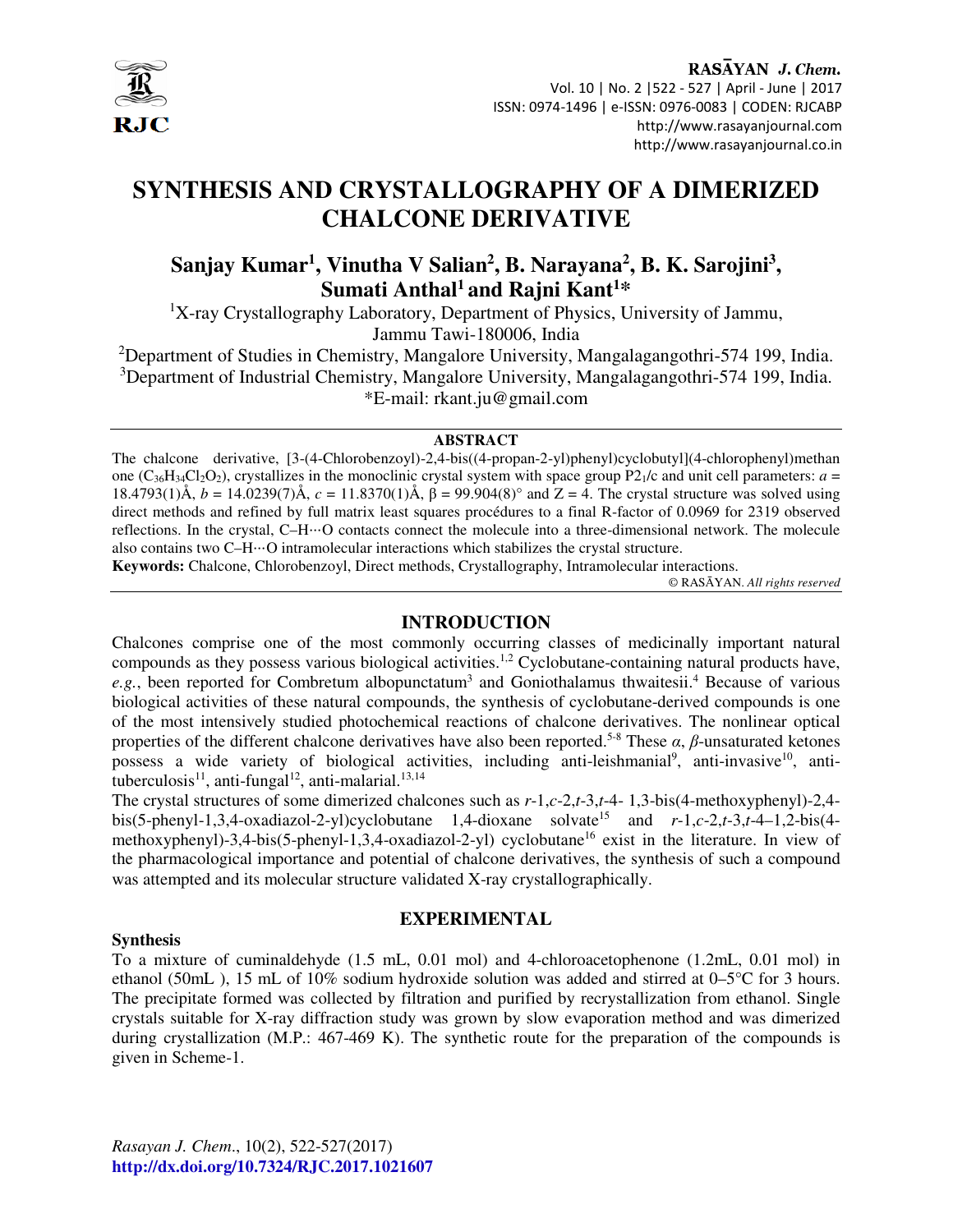# SYNTHESIS AND CRYSTALLOGRAPHY OF A DIMERIZED CHALCONE DERIVATIVE

**Sanjay Kumar[1], Vinutha V Salian[2], B. Narayana[2], B. K. Sarojini[3], Sumati Anthal[1] and Rajni Kant[1]***

[1]X-ray Crystallography Laboratory, Department of Physics, University of Jammu, Jammu Tawi-180006, India

[2]Department of Studies in Chemistry, Mangalore University, Mangalagangothri-574 199, India.

[3]Department of Industrial Chemistry, Mangalore University, Mangalagangothri-574 199, India.

*E-mail: rkant.ju@gmail.com

## ABSTRACT

The chalcone derivative, [3-(4-Chlorobenzoyl)-2,4-bis((4-propan-2-yl)phenyl)cyclobutyl](4-chlorophenyl)methanone ($C_{36}H_{34}Cl_2O_2$), crystallizes in the monoclinic crystal system with space group $P2_1/c$ and unit cell parameters: $a$ = 18.4793(1)Å, $b$ = 14.0239(7)Å, $c$ = 11.8370(1)Å, β = 99.904(8)° and Z = 4. The crystal structure was solved using direct methods and refined by full matrix least squares procédures to a final R-factor of 0.0969 for 2319 observed reflections. In the crystal, C–H···O contacts connect the molecule into a three-dimensional network. The molecule also contains two C–H···O intramolecular interactions which stabilizes the crystal structure.

**Keywords:** Chalcone, Chlorobenzoyl, Direct methods, Crystallography, Intramolecular interactions.

© RASĀYAN. *All rights reserved*

## INTRODUCTION

Chalcones comprise one of the most commonly occurring classes of medicinally important natural compounds as they possess various biological activities.[1,2] Cyclobutane-containing natural products have, *e.g.*, been reported for Combretum albopunctatum[3] and Goniothalamus thwaitesii.[4] Because of various biological activities of these natural compounds, the synthesis of cyclobutane-derived compounds is one of the most intensively studied photochemical reactions of chalcone derivatives. The nonlinear optical properties of the different chalcone derivatives have also been reported.[5-8] These *α*, *β*-unsaturated ketones possess a wide variety of biological activities, including anti-leishmanial[9], anti-invasive[10], anti-tuberculosis[11], anti-fungal[12], anti-malarial.[13,14]

The crystal structures of some dimerized chalcones such as *r*-1,*c*-2,*t*-3,*t*-4- 1,3-bis(4-methoxyphenyl)-2,4-bis(5-phenyl-1,3,4-oxadiazol-2-yl)cyclobutane 1,4-dioxane solvate[15] and *r*-1,*c*-2,*t*-3,*t*-4–1,2-bis(4-methoxyphenyl)-3,4-bis(5-phenyl-1,3,4-oxadiazol-2-yl) cyclobutane[16] exist in the literature. In view of the pharmacological importance and potential of chalcone derivatives, the synthesis of such a compound was attempted and its molecular structure validated X-ray crystallographically.

## EXPERIMENTAL

### Synthesis

To a mixture of cuminaldehyde (1.5 mL, 0.01 mol) and 4-chloroacetophenone (1.2mL, 0.01 mol) in ethanol (50mL ), 15 mL of 10% sodium hydroxide solution was added and stirred at 0–5°C for 3 hours. The precipitate formed was collected by filtration and purified by recrystallization from ethanol. Single crystals suitable for X-ray diffraction study was grown by slow evaporation method and was dimerized during crystallization (M.P.: 467-469 K). The synthetic route for the preparation of the compounds is given in Scheme-1.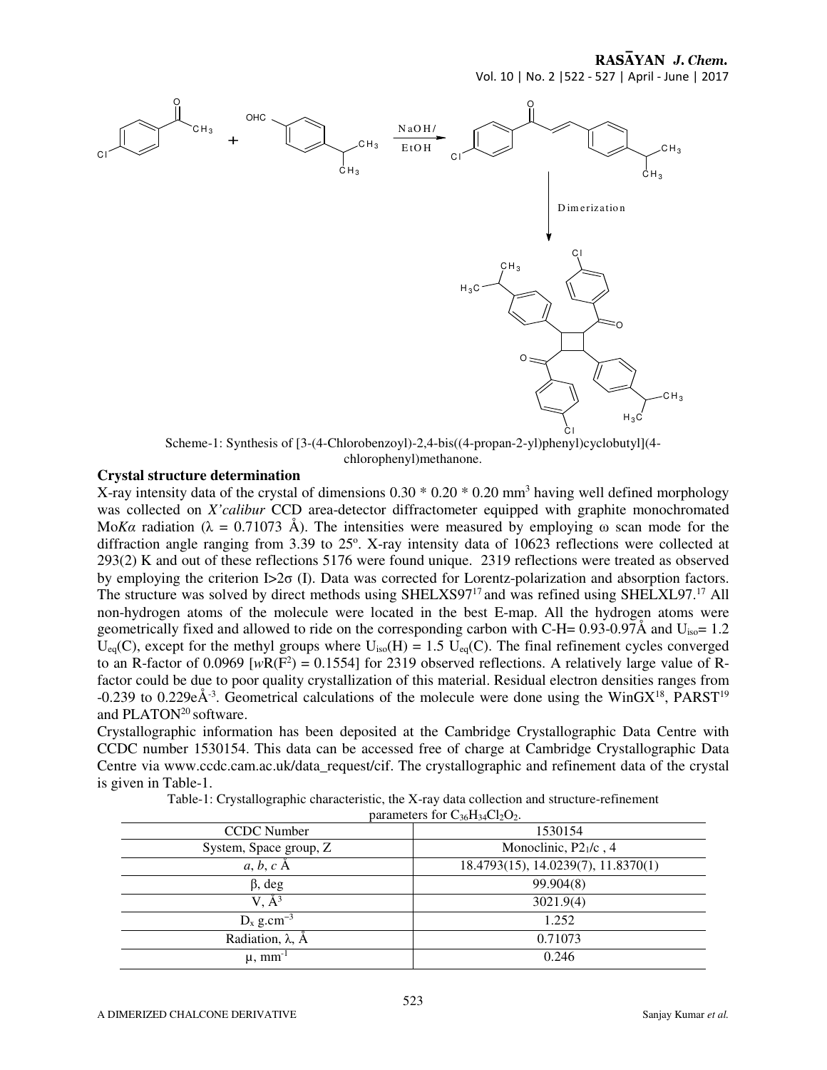Scheme-1: Synthesis of [3-(4-Chlorobenzoyl)-2,4-bis((4-propan-2-yl)phenyl)cyclobutyl](4-chlorophenyl)methanone.

### Crystal structure determination

X-ray intensity data of the crystal of dimensions 0.30 * 0.20 * 0.20 mm$^3$ having well defined morphology was collected on *X'calibur* CCD area-detector diffractometer equipped with graphite monochromated Mo*Kα* radiation (λ = 0.71073 Å). The intensities were measured by employing ω scan mode for the diffraction angle ranging from 3.39 to 25º. X-ray intensity data of 10623 reflections were collected at 293(2) K and out of these reflections 5176 were found unique. 2319 reflections were treated as observed by employing the criterion $I > 2\sigma(I)$. Data was corrected for Lorentz-polarization and absorption factors. The structure was solved by direct methods using SHELXS97[17] and was refined using SHELXL97.[17] All non-hydrogen atoms of the molecule were located in the best E-map. All the hydrogen atoms were geometrically fixed and allowed to ride on the corresponding carbon with C-H= 0.93-0.97Å and $U_{iso}$= 1.2 $U_{eq}$(C), except for the methyl groups where $U_{iso}$(H) = 1.5 $U_{eq}$(C). The final refinement cycles converged to an R-factor of 0.0969 [$wR(F^2)$ = 0.1554] for 2319 observed reflections. A relatively large value of R-factor could be due to poor quality crystallization of this material. Residual electron densities ranges from -0.239 to 0.229eÅ$^{-3}$. Geometrical calculations of the molecule were done using the WinGX[18], PARST[19] and PLATON[20] software.

Crystallographic information has been deposited at the Cambridge Crystallographic Data Centre with CCDC number 1530154. This data can be accessed free of charge at Cambridge Crystallographic Data Centre via www.ccdc.cam.ac.uk/data_request/cif. The crystallographic and refinement data of the crystal is given in Table-1.

Table-1: Crystallographic characteristic, the X-ray data collection and structure-refinement parameters for $C_{36}H_{34}Cl_2O_2$.

| CCDC Number | 1530154 |
|---|---|
| System, Space group, Z | Monoclinic, $P2_1/c$ , 4 |
| *a*, *b*, *c* Å | 18.4793(15), 14.0239(7), 11.8370(1) |
| β, deg | 99.904(8) |
| V, Å$^3$ | 3021.9(4) |
| $D_x$ g.cm$^{-3}$ | 1.252 |
| Radiation, λ, Å | 0.71073 |
| μ, mm$^{-1}$ | 0.246 |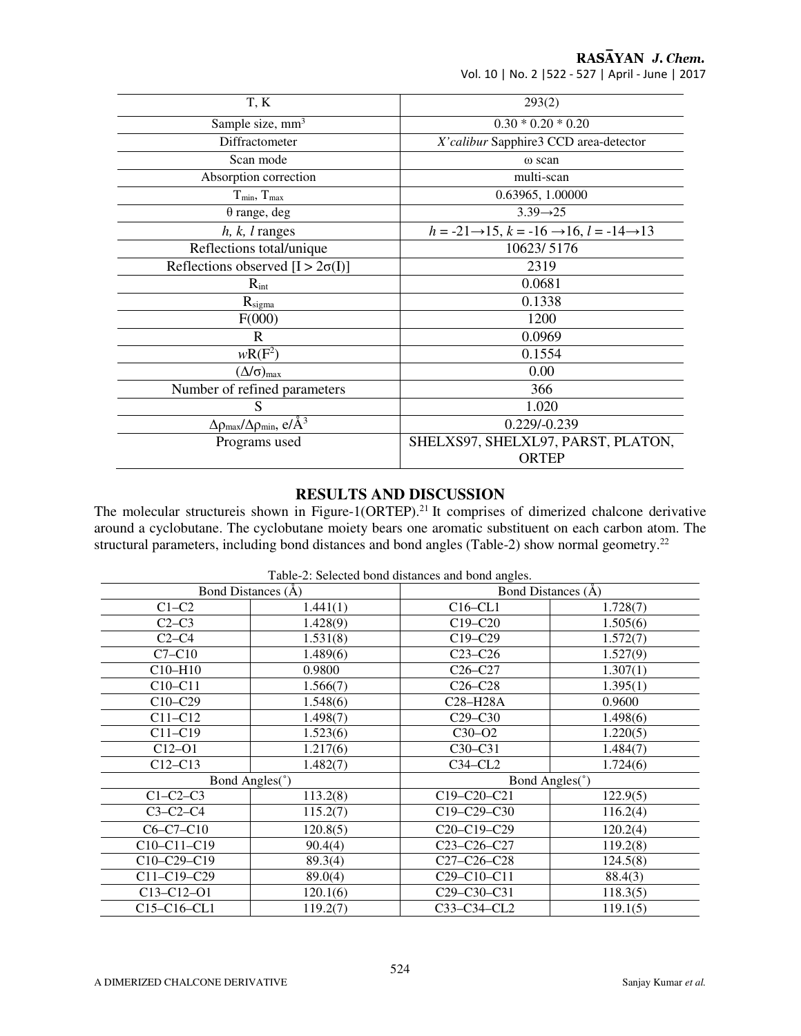| T, K | 293(2) |
|---|---|
| Sample size, $mm^3$ | 0.30 * 0.20 * 0.20 |
| Diffractometer | *X'calibur* Sapphire3 CCD area-detector |
| Scan mode | ω scan |
| Absorption correction | multi-scan |
| $T_{min}$, $T_{max}$ | 0.63965, 1.00000 |
| θ range, deg | 3.39→25 |
| *h, k, l* ranges | *h* = -21→15, *k* = -16 →16, *l* = -14→13 |
| Reflections total/unique | 10623/ 5176 |
| Reflections observed [I > 2σ(I)] | 2319 |
| $R_{int}$ | 0.0681 |
| $R_{sigma}$ | 0.1338 |
| F(000) | 1200 |
| R | 0.0969 |
| $wR(F^2)$ | 0.1554 |
| $(\Delta/\sigma)_{max}$ | 0.00 |
| Number of refined parameters | 366 |
| S | 1.020 |
| $\Delta\rho_{max}/\Delta\rho_{min}$, e/Å$^3$ | 0.229/-0.239 |
| Programs used | SHELXS97, SHELXL97, PARST, PLATON, ORTEP |

## RESULTS AND DISCUSSION

The molecular structureis shown in Figure-1(ORTEP).[21] It comprises of dimerized chalcone derivative around a cyclobutane. The cyclobutane moiety bears one aromatic substituent on each carbon atom. The structural parameters, including bond distances and bond angles (Table-2) show normal geometry.[22]

Table-2: Selected bond distances and bond angles.

| Bond Distances (Å) | | Bond Distances (Å) | |
|---|---|---|---|
| C1–C2 | 1.441(1) | C16–CL1 | 1.728(7) |
| C2–C3 | 1.428(9) | C19–C20 | 1.505(6) |
| C2–C4 | 1.531(8) | C19–C29 | 1.572(7) |
| C7–C10 | 1.489(6) | C23–C26 | 1.527(9) |
| C10–H10 | 0.9800 | C26–C27 | 1.307(1) |
| C10–C11 | 1.566(7) | C26–C28 | 1.395(1) |
| C10–C29 | 1.548(6) | C28–H28A | 0.9600 |
| C11–C12 | 1.498(7) | C29–C30 | 1.498(6) |
| C11–C19 | 1.523(6) | C30–O2 | 1.220(5) |
| C12–O1 | 1.217(6) | C30–C31 | 1.484(7) |
| C12–C13 | 1.482(7) | C34–CL2 | 1.724(6) |
| **Bond Angles(˚)** | | **Bond Angles(˚)** | |
| C1–C2–C3 | 113.2(8) | C19–C20–C21 | 122.9(5) |
| C3–C2–C4 | 115.2(7) | C19–C29–C30 | 116.2(4) |
| C6–C7–C10 | 120.8(5) | C20–C19–C29 | 120.2(4) |
| C10–C11–C19 | 90.4(4) | C23–C26–C27 | 119.2(8) |
| C10–C29–C19 | 89.3(4) | C27–C26–C28 | 124.5(8) |
| C11–C19–C29 | 89.0(4) | C29–C10–C11 | 88.4(3) |
| C13–C12–O1 | 120.1(6) | C29–C30–C31 | 118.3(5) |
| C15–C16–CL1 | 119.2(7) | C33–C34–CL2 | 119.1(5) |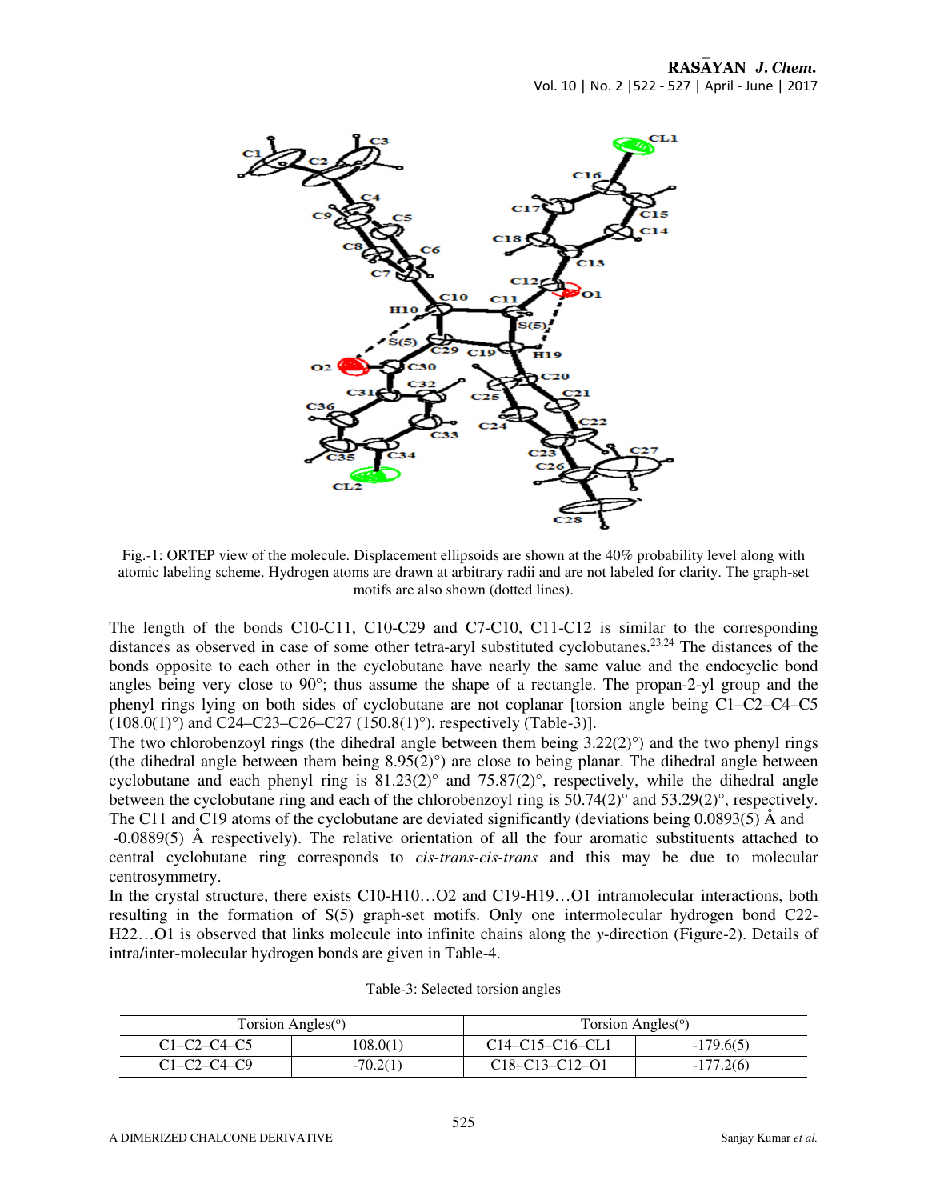Fig.-1: ORTEP view of the molecule. Displacement ellipsoids are shown at the 40% probability level along with atomic labeling scheme. Hydrogen atoms are drawn at arbitrary radii and are not labeled for clarity. The graph-set motifs are also shown (dotted lines).

The length of the bonds C10-C11, C10-C29 and C7-C10, C11-C12 is similar to the corresponding distances as observed in case of some other tetra-aryl substituted cyclobutanes.[23,24] The distances of the bonds opposite to each other in the cyclobutane have nearly the same value and the endocyclic bond angles being very close to 90°; thus assume the shape of a rectangle. The propan-2-yl group and the phenyl rings lying on both sides of cyclobutane are not coplanar [torsion angle being C1–C2–C4–C5 (108.0(1)°) and C24–C23–C26–C27 (150.8(1)°), respectively (Table-3)].

The two chlorobenzoyl rings (the dihedral angle between them being 3.22(2)°) and the two phenyl rings (the dihedral angle between them being 8.95(2)°) are close to being planar. The dihedral angle between cyclobutane and each phenyl ring is 81.23(2)° and 75.87(2)°, respectively, while the dihedral angle between the cyclobutane ring and each of the chlorobenzoyl ring is 50.74(2)° and 53.29(2)°, respectively. The C11 and C19 atoms of the cyclobutane are deviated significantly (deviations being 0.0893(5) Å and -0.0889(5) Å respectively). The relative orientation of all the four aromatic substituents attached to central cyclobutane ring corresponds to *cis-trans-cis-trans* and this may be due to molecular centrosymmetry.

In the crystal structure, there exists C10-H10…O2 and C19-H19…O1 intramolecular interactions, both resulting in the formation of S(5) graph-set motifs. Only one intermolecular hydrogen bond C22-H22…O1 is observed that links molecule into infinite chains along the *y*-direction (Figure-2). Details of intra/inter-molecular hydrogen bonds are given in Table-4.

Table-3: Selected torsion angles

| Torsion Angles(°) | | Torsion Angles(°) | |
|---|---|---|---|
| C1–C2–C4–C5 | 108.0(1) | C14–C15–C16–CL1 | -179.6(5) |
| C1–C2–C4–C9 | -70.2(1) | C18–C13–C12–O1 | -177.2(6) |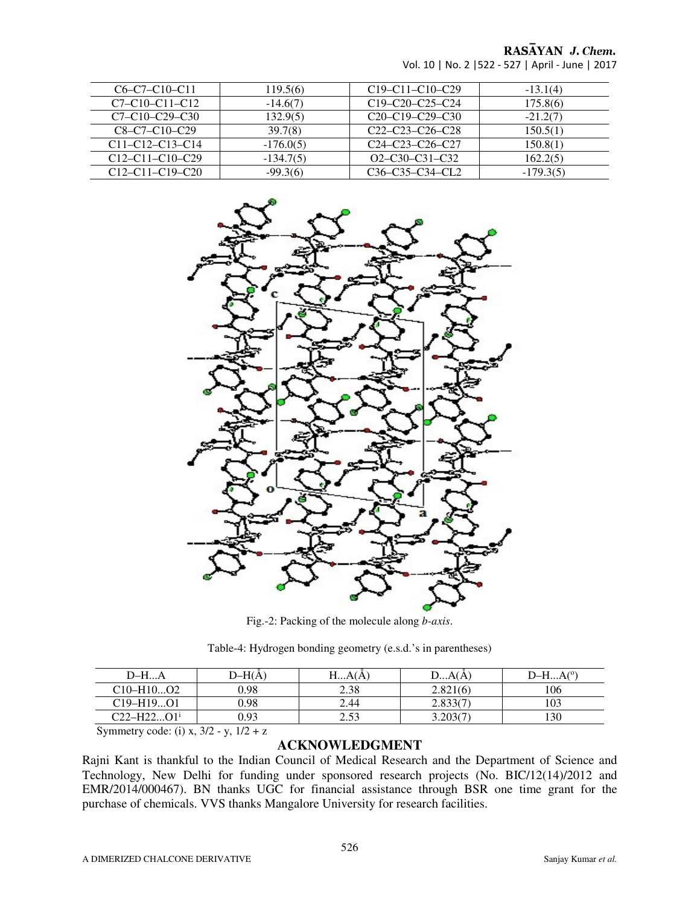| C6–C7–C10–C11 | 119.5(6) | C19–C11–C10–C29 | -13.1(4) |
|---|---|---|---|
| C7–C10–C11–C12 | -14.6(7) | C19–C20–C25–C24 | 175.8(6) |
| C7–C10–C29–C30 | 132.9(5) | C20–C19–C29–C30 | -21.2(7) |
| C8–C7–C10–C29 | 39.7(8) | C22–C23–C26–C28 | 150.5(1) |
| C11–C12–C13–C14 | -176.0(5) | C24–C23–C26–C27 | 150.8(1) |
| C12–C11–C10–C29 | -134.7(5) | O2–C30–C31–C32 | 162.2(5) |
| C12–C11–C19–C20 | -99.3(6) | C36–C35–C34–CL2 | -179.3(5) |

Fig.-2: Packing of the molecule along *b-axis*.

Table-4: Hydrogen bonding geometry (e.s.d.'s in parentheses)

| D–H...A | D–H(Å) | H...A(Å) | D...A(Å) | D–H...A(°) |
|---|---|---|---|---|
| C10–H10...O2 | 0.98 | 2.38 | 2.821(6) | 106 |
| C19–H19...O1 | 0.98 | 2.44 | 2.833(7) | 103 |
| C22–H22...O1[i] | 0.93 | 2.53 | 3.203(7) | 130 |

Symmetry code: (i) x, 3/2 - y, 1/2 + z

## ACKNOWLEDGMENT

Rajni Kant is thankful to the Indian Council of Medical Research and the Department of Science and Technology, New Delhi for funding under sponsored research projects (No. BIC/12(14)/2012 and EMR/2014/000467). BN thanks UGC for financial assistance through BSR one time grant for the purchase of chemicals. VVS thanks Mangalore University for research facilities.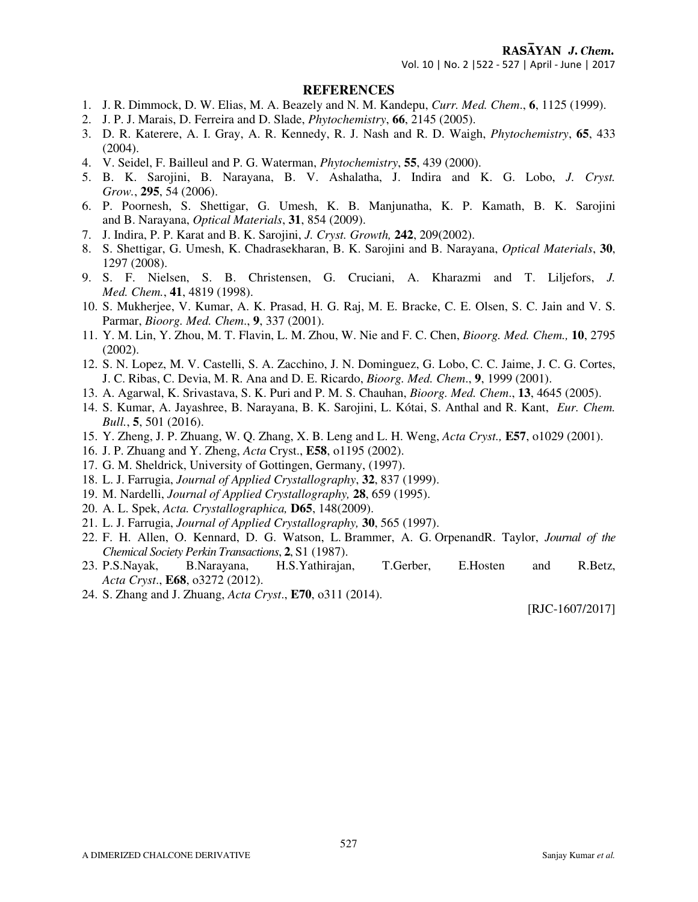## REFERENCES

1. J. R. Dimmock, D. W. Elias, M. A. Beazely and N. M. Kandepu, *Curr. Med. Chem*., **6**, 1125 (1999).
2. J. P. J. Marais, D. Ferreira and D. Slade, *Phytochemistry*, **66**, 2145 (2005).
3. D. R. Katerere, A. I. Gray, A. R. Kennedy, R. J. Nash and R. D. Waigh, *Phytochemistry*, **65**, 433 (2004).
4. V. Seidel, F. Bailleul and P. G. Waterman, *Phytochemistry*, **55**, 439 (2000).
5. B. K. Sarojini, B. Narayana, B. V. Ashalatha, J. Indira and K. G. Lobo, *J. Cryst. Grow.*, **295**, 54 (2006).
6. P. Poornesh, S. Shettigar, G. Umesh, K. B. Manjunatha, K. P. Kamath, B. K. Sarojini and B. Narayana, *Optical Materials*, **31**, 854 (2009).
7. J. Indira, P. P. Karat and B. K. Sarojini, *J. Cryst. Growth,* **242**, 209(2002).
8. S. Shettigar, G. Umesh, K. Chadrasekharan, B. K. Sarojini and B. Narayana, *Optical Materials*, **30**, 1297 (2008).
9. S. F. Nielsen, S. B. Christensen, G. Cruciani, A. Kharazmi and T. Liljefors, *J. Med. Chem.*, **41**, 4819 (1998).
10. S. Mukherjee, V. Kumar, A. K. Prasad, H. G. Raj, M. E. Bracke, C. E. Olsen, S. C. Jain and V. S. Parmar, *Bioorg. Med. Chem*., **9**, 337 (2001).
11. Y. M. Lin, Y. Zhou, M. T. Flavin, L. M. Zhou, W. Nie and F. C. Chen, *Bioorg. Med. Chem.,* **10**, 2795 (2002).
12. S. N. Lopez, M. V. Castelli, S. A. Zacchino, J. N. Dominguez, G. Lobo, C. C. Jaime, J. C. G. Cortes, J. C. Ribas, C. Devia, M. R. Ana and D. E. Ricardo, *Bioorg. Med. Chem*., **9**, 1999 (2001).
13. A. Agarwal, K. Srivastava, S. K. Puri and P. M. S. Chauhan, *Bioorg. Med. Chem*., **13**, 4645 (2005).
14. S. Kumar, A. Jayashree, B. Narayana, B. K. Sarojini, L. Kótai, S. Anthal and R. Kant, *Eur. Chem. Bull.*, **5**, 501 (2016).
15. Y. Zheng, J. P. Zhuang, W. Q. Zhang, X. B. Leng and L. H. Weng, *Acta Cryst.,* **E57**, o1029 (2001).
16. J. P. Zhuang and Y. Zheng, *Acta* Cryst., **E58**, o1195 (2002).
17. G. M. Sheldrick, University of Gottingen, Germany, (1997).
18. L. J. Farrugia, *Journal of Applied Crystallography*, **32**, 837 (1999).
19. M. Nardelli, *Journal of Applied Crystallography,* **28**, 659 (1995).
20. A. L. Spek, *Acta. Crystallographica,* **D65**, 148(2009).
21. L. J. Farrugia, *Journal of Applied Crystallography,* **30**, 565 (1997).
22. F. H. Allen, O. Kennard, D. G. Watson, L. Brammer, A. G. OrpenandR. Taylor, *Journal of the Chemical Society Perkin Transactions*, **2**, S1 (1987).
23. P.S.Nayak, B.Narayana, H.S.Yathirajan, T.Gerber, E.Hosten and R.Betz, *Acta Cryst*., **E68**, o3272 (2012).
24. S. Zhang and J. Zhuang, *Acta Cryst*., **E70**, o311 (2014).

[RJC-1607/2017]